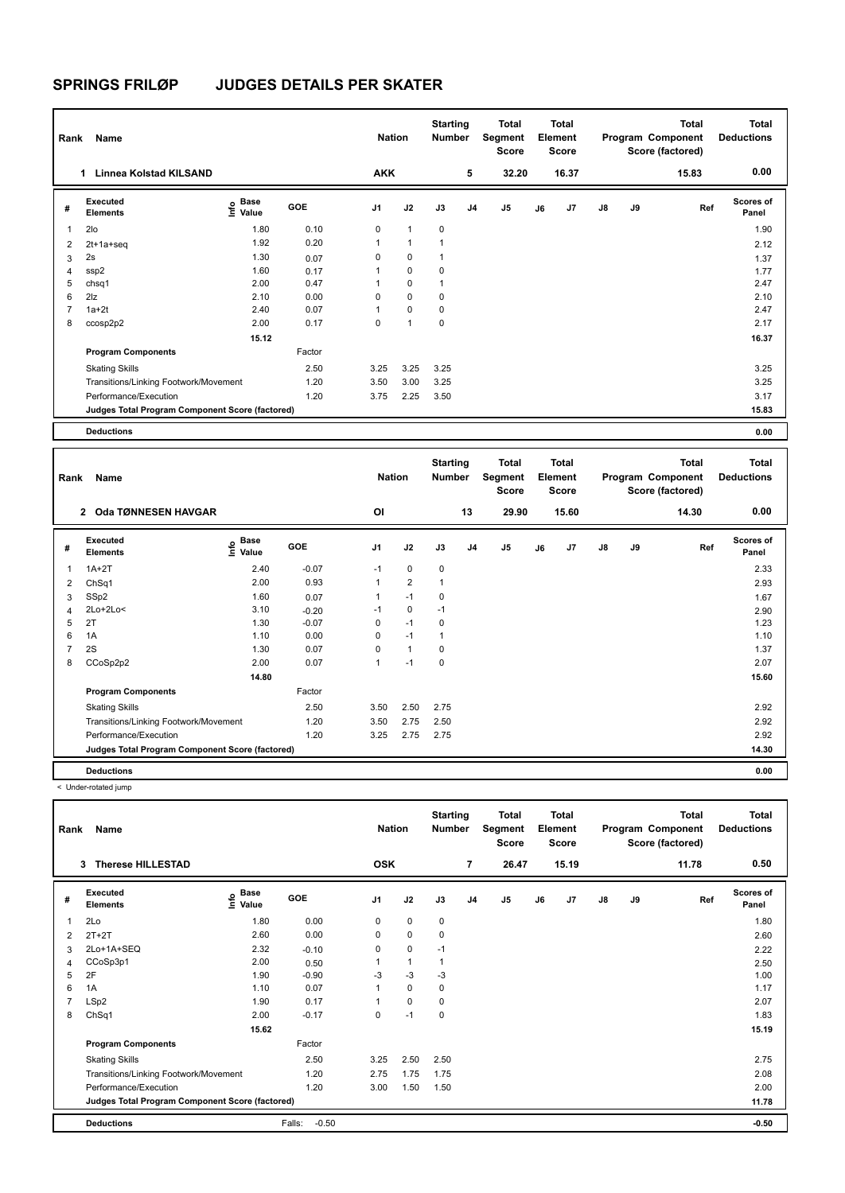# SPRINGS FRILØP JUDGES DETAILS PER SKATER

| Rank | Name | Nation | Starting Number | Total Segment Score | Total Element Score | Total Program Component Score (factored) | Total Deductions |
|---|---|---|---|---|---|---|---|
| 1 | Linnea Kolstad KILSAND | AKK | 5 | 32.20 | 16.37 | 15.83 | 0.00 |

| # | Executed Elements | Info | Base Value | GOE | J1 | J2 | J3 | J4 | J5 | J6 | J7 | J8 | J9 | Ref | Scores of Panel |
|---|---|---|---|---|---|---|---|---|---|---|---|---|---|---|---|
| 1 | 2lo | | 1.80 | 0.10 | 0 | 1 | 0 | | | | | | | | 1.90 |
| 2 | 2t+1a+seq | | 1.92 | 0.20 | 1 | 1 | 1 | | | | | | | | 2.12 |
| 3 | 2s | | 1.30 | 0.07 | 0 | 0 | 1 | | | | | | | | 1.37 |
| 4 | ssp2 | | 1.60 | 0.17 | 1 | 0 | 0 | | | | | | | | 1.77 |
| 5 | chsq1 | | 2.00 | 0.47 | 1 | 0 | 1 | | | | | | | | 2.47 |
| 6 | 2lz | | 2.10 | 0.00 | 0 | 0 | 0 | | | | | | | | 2.10 |
| 7 | 1a+2t | | 2.40 | 0.07 | 1 | 0 | 0 | | | | | | | | 2.47 |
| 8 | ccosp2p2 | | 2.00 | 0.17 | 0 | 1 | 0 | | | | | | | | 2.17 |
| | | | 15.12 | | | | | | | | | | | | 16.37 |
| | **Program Components** | | | Factor | | | | | | | | | | | |
| | Skating Skills | | | 2.50 | 3.25 | 3.25 | 3.25 | | | | | | | | 3.25 |
| | Transitions/Linking Footwork/Movement | | | 1.20 | 3.50 | 3.00 | 3.25 | | | | | | | | 3.25 |
| | Performance/Execution | | | 1.20 | 3.75 | 2.25 | 3.50 | | | | | | | | 3.17 |
| | **Judges Total Program Component Score (factored)** | | | | | | | | | | | | | | 15.83 |
| | **Deductions** | | | | | | | | | | | | | | 0.00 |

| Rank | Name | Nation | Starting Number | Total Segment Score | Total Element Score | Total Program Component Score (factored) | Total Deductions |
|---|---|---|---|---|---|---|---|
| 2 | Oda TØNNESEN HAVGAR | OI | 13 | 29.90 | 15.60 | 14.30 | 0.00 |

| # | Executed Elements | Info | Base Value | GOE | J1 | J2 | J3 | J4 | J5 | J6 | J7 | J8 | J9 | Ref | Scores of Panel |
|---|---|---|---|---|---|---|---|---|---|---|---|---|---|---|---|
| 1 | 1A+2T | | 2.40 | -0.07 | -1 | 0 | 0 | | | | | | | | 2.33 |
| 2 | ChSq1 | | 2.00 | 0.93 | 1 | 2 | 1 | | | | | | | | 2.93 |
| 3 | SSp2 | | 1.60 | 0.07 | 1 | -1 | 0 | | | | | | | | 1.67 |
| 4 | 2Lo+2Lo< | | 3.10 | -0.20 | -1 | 0 | -1 | | | | | | | | 2.90 |
| 5 | 2T | | 1.30 | -0.07 | 0 | -1 | 0 | | | | | | | | 1.23 |
| 6 | 1A | | 1.10 | 0.00 | 0 | -1 | 1 | | | | | | | | 1.10 |
| 7 | 2S | | 1.30 | 0.07 | 0 | 1 | 0 | | | | | | | | 1.37 |
| 8 | CCoSp2p2 | | 2.00 | 0.07 | 1 | -1 | 0 | | | | | | | | 2.07 |
| | | | 14.80 | | | | | | | | | | | | 15.60 |
| | **Program Components** | | | Factor | | | | | | | | | | | |
| | Skating Skills | | | 2.50 | 3.50 | 2.50 | 2.75 | | | | | | | | 2.92 |
| | Transitions/Linking Footwork/Movement | | | 1.20 | 3.50 | 2.75 | 2.50 | | | | | | | | 2.92 |
| | Performance/Execution | | | 1.20 | 3.25 | 2.75 | 2.75 | | | | | | | | 2.92 |
| | **Judges Total Program Component Score (factored)** | | | | | | | | | | | | | | 14.30 |
| | **Deductions** | | | | | | | | | | | | | | 0.00 |

< Under-rotated jump

| Rank | Name | Nation | Starting Number | Total Segment Score | Total Element Score | Total Program Component Score (factored) | Total Deductions |
|---|---|---|---|---|---|---|---|
| 3 | Therese HILLESTAD | OSK | 7 | 26.47 | 15.19 | 11.78 | 0.50 |

| # | Executed Elements | Info | Base Value | GOE | J1 | J2 | J3 | J4 | J5 | J6 | J7 | J8 | J9 | Ref | Scores of Panel |
|---|---|---|---|---|---|---|---|---|---|---|---|---|---|---|---|
| 1 | 2Lo | | 1.80 | 0.00 | 0 | 0 | 0 | | | | | | | | 1.80 |
| 2 | 2T+2T | | 2.60 | 0.00 | 0 | 0 | 0 | | | | | | | | 2.60 |
| 3 | 2Lo+1A+SEQ | | 2.32 | -0.10 | 0 | 0 | -1 | | | | | | | | 2.22 |
| 4 | CCoSp3p1 | | 2.00 | 0.50 | 1 | 1 | 1 | | | | | | | | 2.50 |
| 5 | 2F | | 1.90 | -0.90 | -3 | -3 | -3 | | | | | | | | 1.00 |
| 6 | 1A | | 1.10 | 0.07 | 1 | 0 | 0 | | | | | | | | 1.17 |
| 7 | LSp2 | | 1.90 | 0.17 | 1 | 0 | 0 | | | | | | | | 2.07 |
| 8 | ChSq1 | | 2.00 | -0.17 | 0 | -1 | 0 | | | | | | | | 1.83 |
| | | | 15.62 | | | | | | | | | | | | 15.19 |
| | **Program Components** | | | Factor | | | | | | | | | | | |
| | Skating Skills | | | 2.50 | 3.25 | 2.50 | 2.50 | | | | | | | | 2.75 |
| | Transitions/Linking Footwork/Movement | | | 1.20 | 2.75 | 1.75 | 1.75 | | | | | | | | 2.08 |
| | Performance/Execution | | | 1.20 | 3.00 | 1.50 | 1.50 | | | | | | | | 2.00 |
| | **Judges Total Program Component Score (factored)** | | | | | | | | | | | | | | 11.78 |
| | **Deductions** | | | Falls: -0.50 | | | | | | | | | | | -0.50 |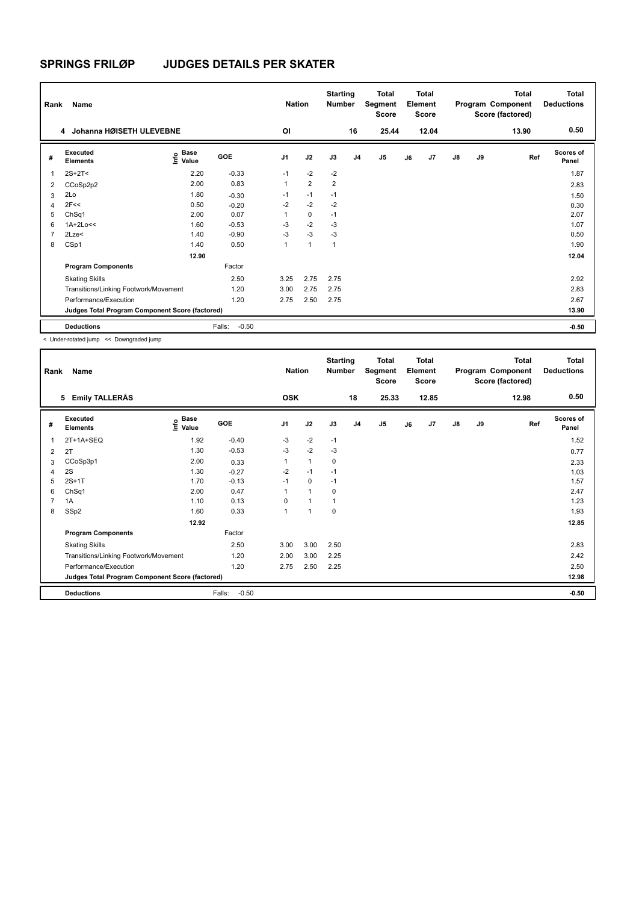# SPRINGS FRILØP JUDGES DETAILS PER SKATER

| Rank | Name | Nation | Starting Number | Total Segment Score | Total Element Score | Total Program Component Score (factored) | Total Deductions |
|---|---|---|---|---|---|---|---|
| 4 | Johanna HØISETH ULEVEBNE | OI | 16 | 25.44 | 12.04 | 13.90 | 0.50 |

| # | Executed Elements | Info | Base Value | GOE | J1 | J2 | J3 | J4 | J5 | J6 | J7 | J8 | J9 | Ref | Scores of Panel |
|---|---|---|---|---|---|---|---|---|---|---|---|---|---|---|---|
| 1 | 2S+2T< | | 2.20 | -0.33 | -1 | -2 | -2 | | | | | | | | 1.87 |
| 2 | CCoSp2p2 | | 2.00 | 0.83 | 1 | 2 | 2 | | | | | | | | 2.83 |
| 3 | 2Lo | | 1.80 | -0.30 | -1 | -1 | -1 | | | | | | | | 1.50 |
| 4 | 2F<< | | 0.50 | -0.20 | -2 | -2 | -2 | | | | | | | | 0.30 |
| 5 | ChSq1 | | 2.00 | 0.07 | 1 | 0 | -1 | | | | | | | | 2.07 |
| 6 | 1A+2Lo<< | | 1.60 | -0.53 | -3 | -2 | -3 | | | | | | | | 1.07 |
| 7 | 2Lze< | | 1.40 | -0.90 | -3 | -3 | -3 | | | | | | | | 0.50 |
| 8 | CSp1 | | 1.40 | 0.50 | 1 | 1 | 1 | | | | | | | | 1.90 |
| | | | 12.90 | | | | | | | | | | | | 12.04 |
| | **Program Components** | | | Factor | | | | | | | | | | | |
| | Skating Skills | | | 2.50 | 3.25 | 2.75 | 2.75 | | | | | | | | 2.92 |
| | Transitions/Linking Footwork/Movement | | | 1.20 | 3.00 | 2.75 | 2.75 | | | | | | | | 2.83 |
| | Performance/Execution | | | 1.20 | 2.75 | 2.50 | 2.75 | | | | | | | | 2.67 |
| | **Judges Total Program Component Score (factored)** | | | | | | | | | | | | | | 13.90 |
| | **Deductions** | | | Falls: -0.50 | | | | | | | | | | | -0.50 |

< Under-rotated jump << Downgraded jump

| Rank | Name | Nation | Starting Number | Total Segment Score | Total Element Score | Total Program Component Score (factored) | Total Deductions |
|---|---|---|---|---|---|---|---|
| 5 | Emily TALLERÅS | OSK | 18 | 25.33 | 12.85 | 12.98 | 0.50 |

| # | Executed Elements | Info | Base Value | GOE | J1 | J2 | J3 | J4 | J5 | J6 | J7 | J8 | J9 | Ref | Scores of Panel |
|---|---|---|---|---|---|---|---|---|---|---|---|---|---|---|---|
| 1 | 2T+1A+SEQ | | 1.92 | -0.40 | -3 | -2 | -1 | | | | | | | | 1.52 |
| 2 | 2T | | 1.30 | -0.53 | -3 | -2 | -3 | | | | | | | | 0.77 |
| 3 | CCoSp3p1 | | 2.00 | 0.33 | 1 | 1 | 0 | | | | | | | | 2.33 |
| 4 | 2S | | 1.30 | -0.27 | -2 | -1 | -1 | | | | | | | | 1.03 |
| 5 | 2S+1T | | 1.70 | -0.13 | -1 | 0 | -1 | | | | | | | | 1.57 |
| 6 | ChSq1 | | 2.00 | 0.47 | 1 | 1 | 0 | | | | | | | | 2.47 |
| 7 | 1A | | 1.10 | 0.13 | 0 | 1 | 1 | | | | | | | | 1.23 |
| 8 | SSp2 | | 1.60 | 0.33 | 1 | 1 | 0 | | | | | | | | 1.93 |
| | | | 12.92 | | | | | | | | | | | | 12.85 |
| | **Program Components** | | | Factor | | | | | | | | | | | |
| | Skating Skills | | | 2.50 | 3.00 | 3.00 | 2.50 | | | | | | | | 2.83 |
| | Transitions/Linking Footwork/Movement | | | 1.20 | 2.00 | 3.00 | 2.25 | | | | | | | | 2.42 |
| | Performance/Execution | | | 1.20 | 2.75 | 2.50 | 2.25 | | | | | | | | 2.50 |
| | **Judges Total Program Component Score (factored)** | | | | | | | | | | | | | | 12.98 |
| | **Deductions** | | | Falls: -0.50 | | | | | | | | | | | -0.50 |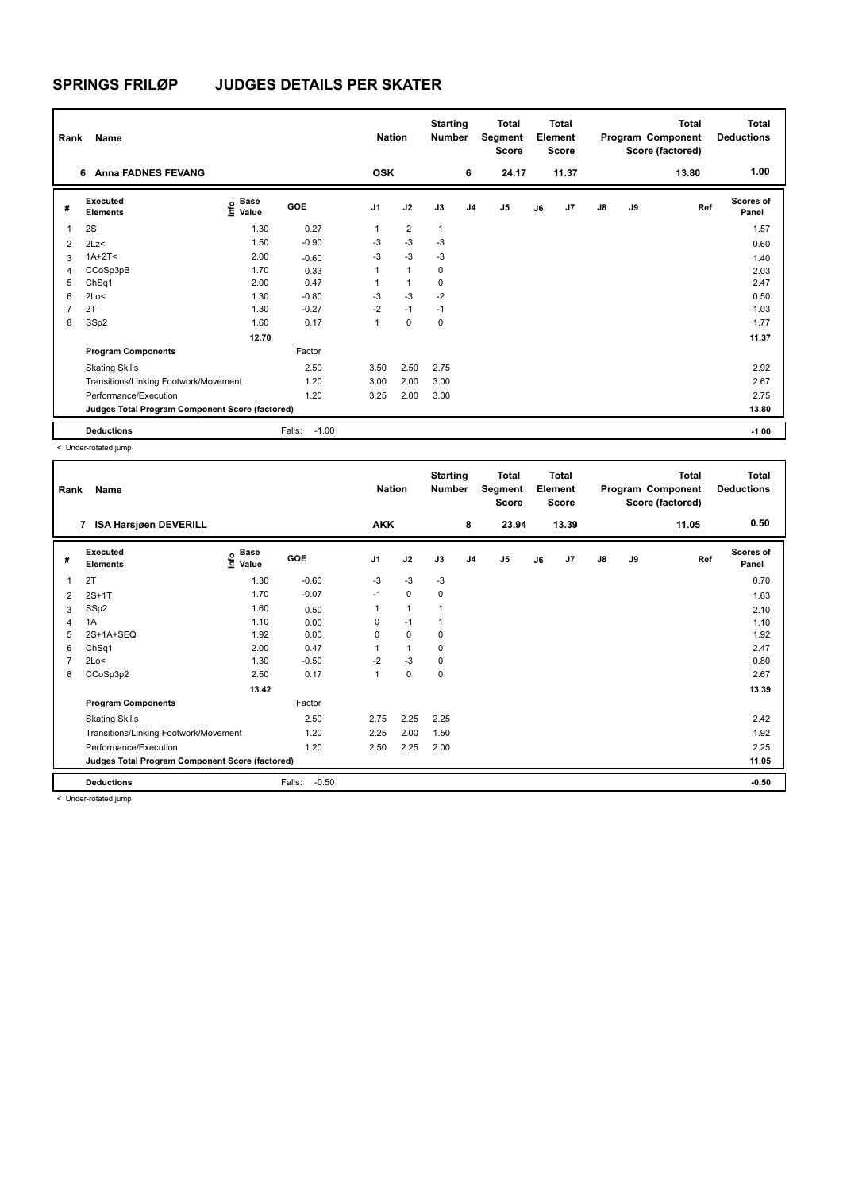# SPRINGS FRILØP JUDGES DETAILS PER SKATER

| Rank | Name | Nation | Starting Number | Total Segment Score | Total Element Score | Total Program Component Score (factored) | Total Deductions |
|---|---|---|---|---|---|---|---|
| 6 | Anna FADNES FEVANG | OSK | 6 | 24.17 | 11.37 | 13.80 | 1.00 |

| # | Executed Elements | Info | Base Value | GOE | J1 | J2 | J3 | J4 | J5 | J6 | J7 | J8 | J9 | Ref | Scores of Panel |
|---|---|---|---|---|---|---|---|---|---|---|---|---|---|---|---|
| 1 | 2S | | 1.30 | 0.27 | 1 | 2 | 1 | | | | | | | | 1.57 |
| 2 | 2Lz< | | 1.50 | -0.90 | -3 | -3 | -3 | | | | | | | | 0.60 |
| 3 | 1A+2T< | | 2.00 | -0.60 | -3 | -3 | -3 | | | | | | | | 1.40 |
| 4 | CCoSp3pB | | 1.70 | 0.33 | 1 | 1 | 0 | | | | | | | | 2.03 |
| 5 | ChSq1 | | 2.00 | 0.47 | 1 | 1 | 0 | | | | | | | | 2.47 |
| 6 | 2Lo< | | 1.30 | -0.80 | -3 | -3 | -2 | | | | | | | | 0.50 |
| 7 | 2T | | 1.30 | -0.27 | -2 | -1 | -1 | | | | | | | | 1.03 |
| 8 | SSp2 | | 1.60 | 0.17 | 1 | 0 | 0 | | | | | | | | 1.77 |
| | | | 12.70 | | | | | | | | | | | | 11.37 |
| | **Program Components** | | | Factor | | | | | | | | | | | |
| | Skating Skills | | | 2.50 | 3.50 | 2.50 | 2.75 | | | | | | | | 2.92 |
| | Transitions/Linking Footwork/Movement | | | 1.20 | 3.00 | 2.00 | 3.00 | | | | | | | | 2.67 |
| | Performance/Execution | | | 1.20 | 3.25 | 2.00 | 3.00 | | | | | | | | 2.75 |
| | **Judges Total Program Component Score (factored)** | | | | | | | | | | | | | | 13.80 |
| | **Deductions** | | | Falls: -1.00 | | | | | | | | | | | -1.00 |

< Under-rotated jump

| Rank | Name | Nation | Starting Number | Total Segment Score | Total Element Score | Total Program Component Score (factored) | Total Deductions |
|---|---|---|---|---|---|---|---|
| 7 | ISA Harsjøen DEVERILL | AKK | 8 | 23.94 | 13.39 | 11.05 | 0.50 |

| # | Executed Elements | Info | Base Value | GOE | J1 | J2 | J3 | J4 | J5 | J6 | J7 | J8 | J9 | Ref | Scores of Panel |
|---|---|---|---|---|---|---|---|---|---|---|---|---|---|---|---|
| 1 | 2T | | 1.30 | -0.60 | -3 | -3 | -3 | | | | | | | | 0.70 |
| 2 | 2S+1T | | 1.70 | -0.07 | -1 | 0 | 0 | | | | | | | | 1.63 |
| 3 | SSp2 | | 1.60 | 0.50 | 1 | 1 | 1 | | | | | | | | 2.10 |
| 4 | 1A | | 1.10 | 0.00 | 0 | -1 | 1 | | | | | | | | 1.10 |
| 5 | 2S+1A+SEQ | | 1.92 | 0.00 | 0 | 0 | 0 | | | | | | | | 1.92 |
| 6 | ChSq1 | | 2.00 | 0.47 | 1 | 1 | 0 | | | | | | | | 2.47 |
| 7 | 2Lo< | | 1.30 | -0.50 | -2 | -3 | 0 | | | | | | | | 0.80 |
| 8 | CCoSp3p2 | | 2.50 | 0.17 | 1 | 0 | 0 | | | | | | | | 2.67 |
| | | | 13.42 | | | | | | | | | | | | 13.39 |
| | **Program Components** | | | Factor | | | | | | | | | | | |
| | Skating Skills | | | 2.50 | 2.75 | 2.25 | 2.25 | | | | | | | | 2.42 |
| | Transitions/Linking Footwork/Movement | | | 1.20 | 2.25 | 2.00 | 1.50 | | | | | | | | 1.92 |
| | Performance/Execution | | | 1.20 | 2.50 | 2.25 | 2.00 | | | | | | | | 2.25 |
| | **Judges Total Program Component Score (factored)** | | | | | | | | | | | | | | 11.05 |
| | **Deductions** | | | Falls: -0.50 | | | | | | | | | | | -0.50 |

< Under-rotated jump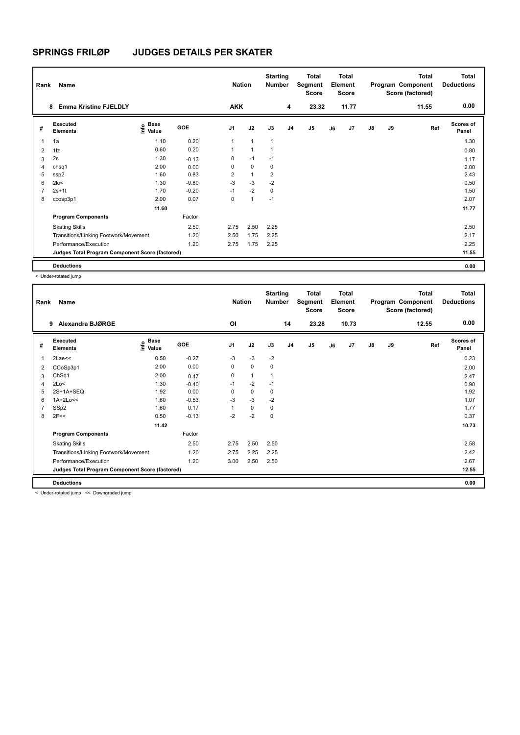# SPRINGS FRILØP JUDGES DETAILS PER SKATER

| Rank | Name | Nation | Starting Number | Total Segment Score | Total Element Score | Total Program Component Score (factored) | Total Deductions |
|---|---|---|---|---|---|---|---|
| 8 | Emma Kristine FJELDLY | AKK | 4 | 23.32 | 11.77 | 11.55 | 0.00 |

| # | Executed Elements | Info | Base Value | GOE | J1 | J2 | J3 | J4 | J5 | J6 | J7 | J8 | J9 | Ref | Scores of Panel |
|---|---|---|---|---|---|---|---|---|---|---|---|---|---|---|---|
| 1 | 1a | | 1.10 | 0.20 | 1 | 1 | 1 | | | | | | | | 1.30 |
| 2 | 1lz | | 0.60 | 0.20 | 1 | 1 | 1 | | | | | | | | 0.80 |
| 3 | 2s | | 1.30 | -0.13 | 0 | -1 | -1 | | | | | | | | 1.17 |
| 4 | chsq1 | | 2.00 | 0.00 | 0 | 0 | 0 | | | | | | | | 2.00 |
| 5 | ssp2 | | 1.60 | 0.83 | 2 | 1 | 2 | | | | | | | | 2.43 |
| 6 | 2lo< | | 1.30 | -0.80 | -3 | -3 | -2 | | | | | | | | 0.50 |
| 7 | 2s+1t | | 1.70 | -0.20 | -1 | -2 | 0 | | | | | | | | 1.50 |
| 8 | ccosp3p1 | | 2.00 | 0.07 | 0 | 1 | -1 | | | | | | | | 2.07 |
| | | | 11.60 | | | | | | | | | | | | 11.77 |
| | **Program Components** | | | Factor | | | | | | | | | | | |
| | Skating Skills | | | 2.50 | 2.75 | 2.50 | 2.25 | | | | | | | | 2.50 |
| | Transitions/Linking Footwork/Movement | | | 1.20 | 2.50 | 1.75 | 2.25 | | | | | | | | 2.17 |
| | Performance/Execution | | | 1.20 | 2.75 | 1.75 | 2.25 | | | | | | | | 2.25 |
| | **Judges Total Program Component Score (factored)** | | | | | | | | | | | | | | 11.55 |
| | **Deductions** | | | | | | | | | | | | | | 0.00 |

< Under-rotated jump

| Rank | Name | Nation | Starting Number | Total Segment Score | Total Element Score | Total Program Component Score (factored) | Total Deductions |
|---|---|---|---|---|---|---|---|
| 9 | Alexandra BJØRGE | OI | 14 | 23.28 | 10.73 | 12.55 | 0.00 |

| # | Executed Elements | Info | Base Value | GOE | J1 | J2 | J3 | J4 | J5 | J6 | J7 | J8 | J9 | Ref | Scores of Panel |
|---|---|---|---|---|---|---|---|---|---|---|---|---|---|---|---|
| 1 | 2Lze<< | | 0.50 | -0.27 | -3 | -3 | -2 | | | | | | | | 0.23 |
| 2 | CCoSp3p1 | | 2.00 | 0.00 | 0 | 0 | 0 | | | | | | | | 2.00 |
| 3 | ChSq1 | | 2.00 | 0.47 | 0 | 1 | 1 | | | | | | | | 2.47 |
| 4 | 2Lo< | | 1.30 | -0.40 | -1 | -2 | -1 | | | | | | | | 0.90 |
| 5 | 2S+1A+SEQ | | 1.92 | 0.00 | 0 | 0 | 0 | | | | | | | | 1.92 |
| 6 | 1A+2Lo<< | | 1.60 | -0.53 | -3 | -3 | -2 | | | | | | | | 1.07 |
| 7 | SSp2 | | 1.60 | 0.17 | 1 | 0 | 0 | | | | | | | | 1.77 |
| 8 | 2F<< | | 0.50 | -0.13 | -2 | -2 | 0 | | | | | | | | 0.37 |
| | | | 11.42 | | | | | | | | | | | | 10.73 |
| | **Program Components** | | | Factor | | | | | | | | | | | |
| | Skating Skills | | | 2.50 | 2.75 | 2.50 | 2.50 | | | | | | | | 2.58 |
| | Transitions/Linking Footwork/Movement | | | 1.20 | 2.75 | 2.25 | 2.25 | | | | | | | | 2.42 |
| | Performance/Execution | | | 1.20 | 3.00 | 2.50 | 2.50 | | | | | | | | 2.67 |
| | **Judges Total Program Component Score (factored)** | | | | | | | | | | | | | | 12.55 |
| | **Deductions** | | | | | | | | | | | | | | 0.00 |

< Under-rotated jump << Downgraded jump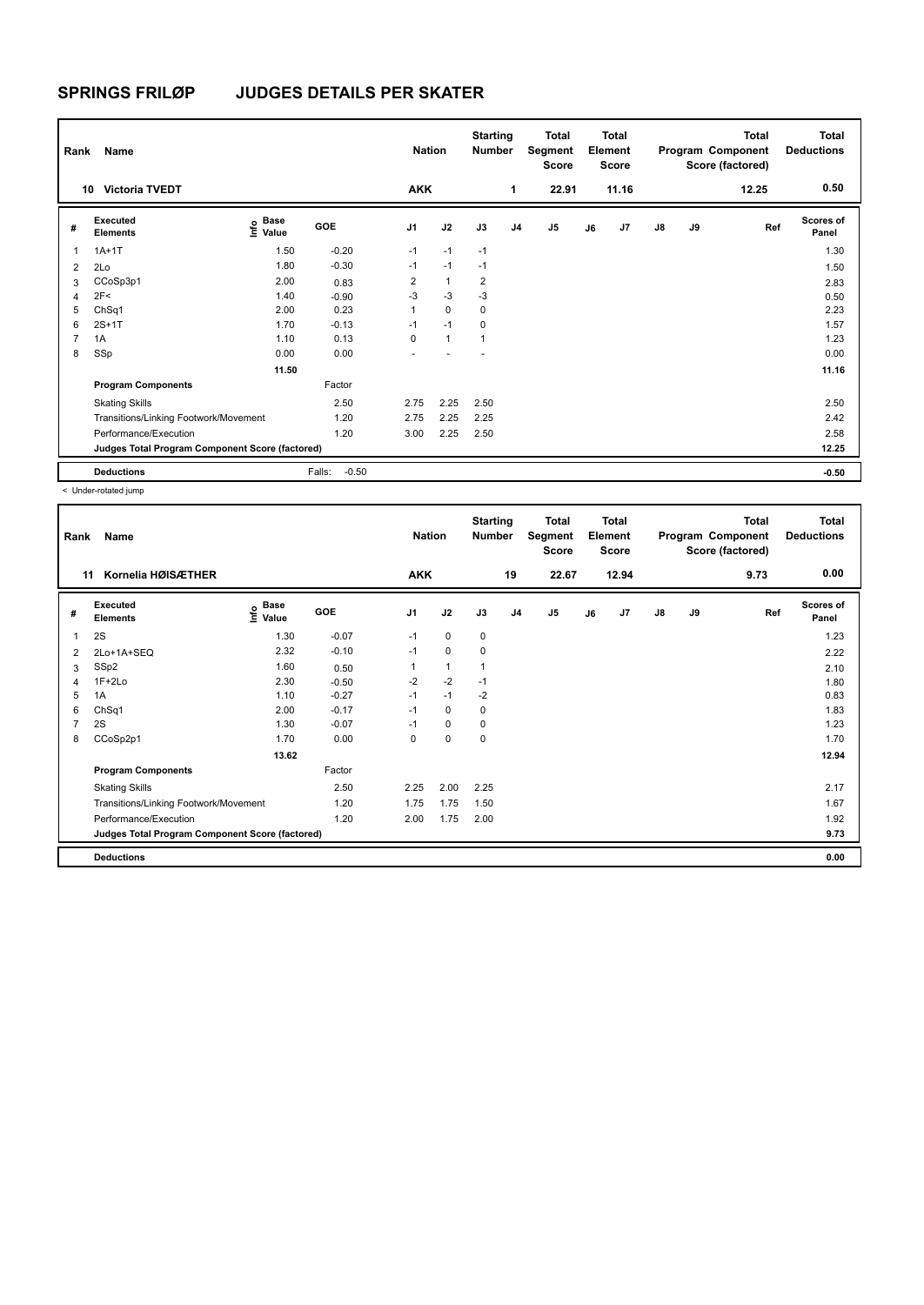# SPRINGS FRILØP JUDGES DETAILS PER SKATER

| Rank | Name | Nation | Starting Number | Total Segment Score | Total Element Score | Total Program Component Score (factored) | Total Deductions |
|---|---|---|---|---|---|---|---|
| 10 | Victoria TVEDT | AKK | 1 | 22.91 | 11.16 | 12.25 | 0.50 |

| # | Executed Elements | Info | Base Value | GOE | J1 | J2 | J3 | J4 | J5 | J6 | J7 | J8 | J9 | Ref | Scores of Panel |
|---|---|---|---|---|---|---|---|---|---|---|---|---|---|---|---|
| 1 | 1A+1T | | 1.50 | -0.20 | -1 | -1 | -1 | | | | | | | | 1.30 |
| 2 | 2Lo | | 1.80 | -0.30 | -1 | -1 | -1 | | | | | | | | 1.50 |
| 3 | CCoSp3p1 | | 2.00 | 0.83 | 2 | 1 | 2 | | | | | | | | 2.83 |
| 4 | 2F< | | 1.40 | -0.90 | -3 | -3 | -3 | | | | | | | | 0.50 |
| 5 | ChSq1 | | 2.00 | 0.23 | 1 | 0 | 0 | | | | | | | | 2.23 |
| 6 | 2S+1T | | 1.70 | -0.13 | -1 | -1 | 0 | | | | | | | | 1.57 |
| 7 | 1A | | 1.10 | 0.13 | 0 | 1 | 1 | | | | | | | | 1.23 |
| 8 | SSp | | 0.00 | 0.00 | - | - | - | | | | | | | | 0.00 |
| | | | 11.50 | | | | | | | | | | | | 11.16 |
| | **Program Components** | | | Factor | | | | | | | | | | | |
| | Skating Skills | | | 2.50 | 2.75 | 2.25 | 2.50 | | | | | | | | 2.50 |
| | Transitions/Linking Footwork/Movement | | | 1.20 | 2.75 | 2.25 | 2.25 | | | | | | | | 2.42 |
| | Performance/Execution | | | 1.20 | 3.00 | 2.25 | 2.50 | | | | | | | | 2.58 |
| | **Judges Total Program Component Score (factored)** | | | | | | | | | | | | | | 12.25 |
| | **Deductions** | | | Falls: -0.50 | | | | | | | | | | | -0.50 |

< Under-rotated jump

| Rank | Name | Nation | Starting Number | Total Segment Score | Total Element Score | Total Program Component Score (factored) | Total Deductions |
|---|---|---|---|---|---|---|---|
| 11 | Kornelia HØISÆTHER | AKK | 19 | 22.67 | 12.94 | 9.73 | 0.00 |

| # | Executed Elements | Info | Base Value | GOE | J1 | J2 | J3 | J4 | J5 | J6 | J7 | J8 | J9 | Ref | Scores of Panel |
|---|---|---|---|---|---|---|---|---|---|---|---|---|---|---|---|
| 1 | 2S | | 1.30 | -0.07 | -1 | 0 | 0 | | | | | | | | 1.23 |
| 2 | 2Lo+1A+SEQ | | 2.32 | -0.10 | -1 | 0 | 0 | | | | | | | | 2.22 |
| 3 | SSp2 | | 1.60 | 0.50 | 1 | 1 | 1 | | | | | | | | 2.10 |
| 4 | 1F+2Lo | | 2.30 | -0.50 | -2 | -2 | -1 | | | | | | | | 1.80 |
| 5 | 1A | | 1.10 | -0.27 | -1 | -1 | -2 | | | | | | | | 0.83 |
| 6 | ChSq1 | | 2.00 | -0.17 | -1 | 0 | 0 | | | | | | | | 1.83 |
| 7 | 2S | | 1.30 | -0.07 | -1 | 0 | 0 | | | | | | | | 1.23 |
| 8 | CCoSp2p1 | | 1.70 | 0.00 | 0 | 0 | 0 | | | | | | | | 1.70 |
| | | | 13.62 | | | | | | | | | | | | 12.94 |
| | **Program Components** | | | Factor | | | | | | | | | | | |
| | Skating Skills | | | 2.50 | 2.25 | 2.00 | 2.25 | | | | | | | | 2.17 |
| | Transitions/Linking Footwork/Movement | | | 1.20 | 1.75 | 1.75 | 1.50 | | | | | | | | 1.67 |
| | Performance/Execution | | | 1.20 | 2.00 | 1.75 | 2.00 | | | | | | | | 1.92 |
| | **Judges Total Program Component Score (factored)** | | | | | | | | | | | | | | 9.73 |
| | **Deductions** | | | | | | | | | | | | | | 0.00 |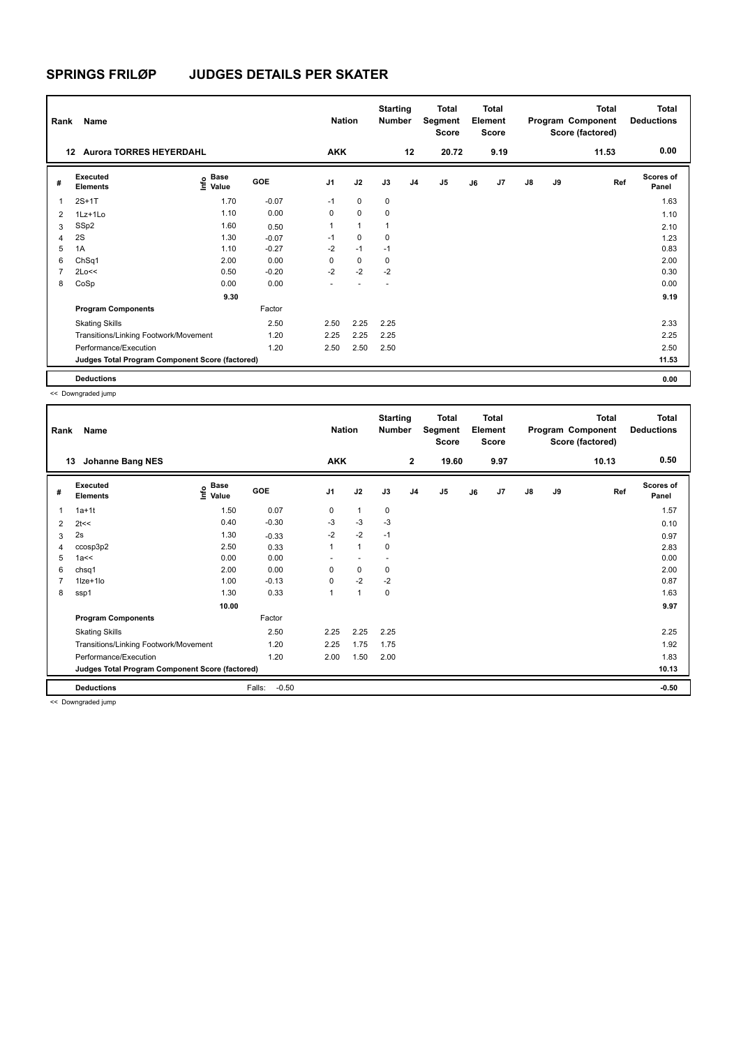# SPRINGS FRILØP JUDGES DETAILS PER SKATER

| Rank | Name | Nation | Starting Number | Total Segment Score | Total Element Score | Total Program Component Score (factored) | Total Deductions |
|---|---|---|---|---|---|---|---|
| 12 | Aurora TORRES HEYERDAHL | AKK | 12 | 20.72 | 9.19 | 11.53 | 0.00 |

| # | Executed Elements | Info | Base Value | GOE | J1 | J2 | J3 | J4 | J5 | J6 | J7 | J8 | J9 | Ref | Scores of Panel |
|---|---|---|---|---|---|---|---|---|---|---|---|---|---|---|---|
| 1 | 2S+1T | | 1.70 | -0.07 | -1 | 0 | 0 | | | | | | | | 1.63 |
| 2 | 1Lz+1Lo | | 1.10 | 0.00 | 0 | 0 | 0 | | | | | | | | 1.10 |
| 3 | SSp2 | | 1.60 | 0.50 | 1 | 1 | 1 | | | | | | | | 2.10 |
| 4 | 2S | | 1.30 | -0.07 | -1 | 0 | 0 | | | | | | | | 1.23 |
| 5 | 1A | | 1.10 | -0.27 | -2 | -1 | -1 | | | | | | | | 0.83 |
| 6 | ChSq1 | | 2.00 | 0.00 | 0 | 0 | 0 | | | | | | | | 2.00 |
| 7 | 2Lo<< | | 0.50 | -0.20 | -2 | -2 | -2 | | | | | | | | 0.30 |
| 8 | CoSp | | 0.00 | 0.00 | - | - | - | | | | | | | | 0.00 |
| | | | 9.30 | | | | | | | | | | | | 9.19 |
| | **Program Components** | | | Factor | | | | | | | | | | | |
| | Skating Skills | | | 2.50 | 2.50 | 2.25 | 2.25 | | | | | | | | 2.33 |
| | Transitions/Linking Footwork/Movement | | | 1.20 | 2.25 | 2.25 | 2.25 | | | | | | | | 2.25 |
| | Performance/Execution | | | 1.20 | 2.50 | 2.50 | 2.50 | | | | | | | | 2.50 |
| | **Judges Total Program Component Score (factored)** | | | | | | | | | | | | | | 11.53 |
| | **Deductions** | | | | | | | | | | | | | | 0.00 |

<< Downgraded jump

| Rank | Name | Nation | Starting Number | Total Segment Score | Total Element Score | Total Program Component Score (factored) | Total Deductions |
|---|---|---|---|---|---|---|---|
| 13 | Johanne Bang NES | AKK | 2 | 19.60 | 9.97 | 10.13 | 0.50 |

| # | Executed Elements | Info | Base Value | GOE | J1 | J2 | J3 | J4 | J5 | J6 | J7 | J8 | J9 | Ref | Scores of Panel |
|---|---|---|---|---|---|---|---|---|---|---|---|---|---|---|---|
| 1 | 1a+1t | | 1.50 | 0.07 | 0 | 1 | 0 | | | | | | | | 1.57 |
| 2 | 2t<< | | 0.40 | -0.30 | -3 | -3 | -3 | | | | | | | | 0.10 |
| 3 | 2s | | 1.30 | -0.33 | -2 | -2 | -1 | | | | | | | | 0.97 |
| 4 | ccosp3p2 | | 2.50 | 0.33 | 1 | 1 | 0 | | | | | | | | 2.83 |
| 5 | 1a<< | | 0.00 | 0.00 | - | - | - | | | | | | | | 0.00 |
| 6 | chsq1 | | 2.00 | 0.00 | 0 | 0 | 0 | | | | | | | | 2.00 |
| 7 | 1lze+1lo | | 1.00 | -0.13 | 0 | -2 | -2 | | | | | | | | 0.87 |
| 8 | ssp1 | | 1.30 | 0.33 | 1 | 1 | 0 | | | | | | | | 1.63 |
| | | | 10.00 | | | | | | | | | | | | 9.97 |
| | **Program Components** | | | Factor | | | | | | | | | | | |
| | Skating Skills | | | 2.50 | 2.25 | 2.25 | 2.25 | | | | | | | | 2.25 |
| | Transitions/Linking Footwork/Movement | | | 1.20 | 2.25 | 1.75 | 1.75 | | | | | | | | 1.92 |
| | Performance/Execution | | | 1.20 | 2.00 | 1.50 | 2.00 | | | | | | | | 1.83 |
| | **Judges Total Program Component Score (factored)** | | | | | | | | | | | | | | 10.13 |
| | **Deductions** | | | Falls: -0.50 | | | | | | | | | | | -0.50 |

<< Downgraded jump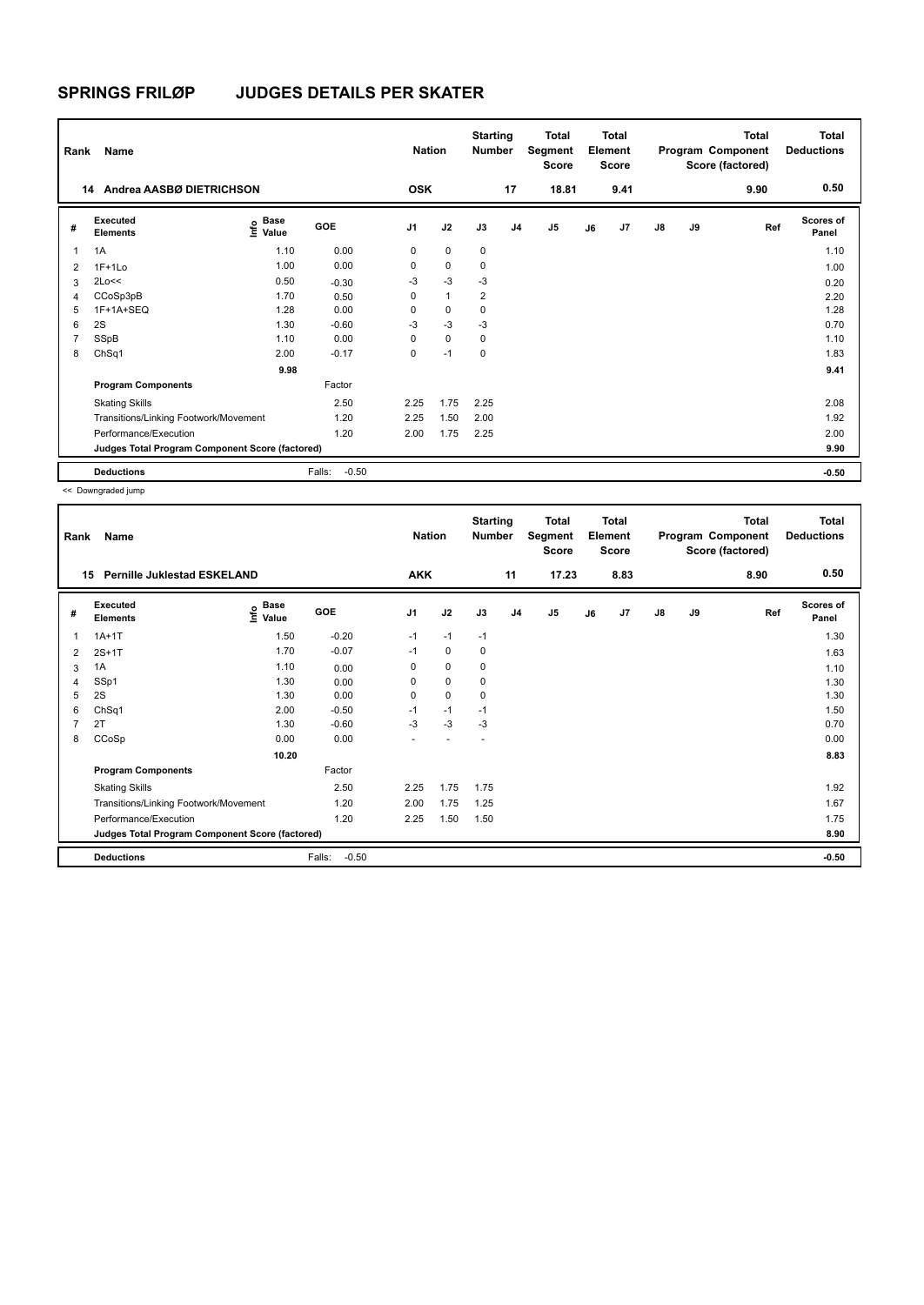# SPRINGS FRILØP JUDGES DETAILS PER SKATER

| Rank | Name | Nation | Starting Number | Total Segment Score | Total Element Score | Total Program Component Score (factored) | Total Deductions |
|---|---|---|---|---|---|---|---|
| 14 | Andrea AASBØ DIETRICHSON | OSK | 17 | 18.81 | 9.41 | 9.90 | 0.50 |

| # | Executed Elements | Info | Base Value | GOE | J1 | J2 | J3 | J4 | J5 | J6 | J7 | J8 | J9 | Ref | Scores of Panel |
|---|---|---|---|---|---|---|---|---|---|---|---|---|---|---|---|
| 1 | 1A | | 1.10 | 0.00 | 0 | 0 | 0 | | | | | | | | 1.10 |
| 2 | 1F+1Lo | | 1.00 | 0.00 | 0 | 0 | 0 | | | | | | | | 1.00 |
| 3 | 2Lo<< | | 0.50 | -0.30 | -3 | -3 | -3 | | | | | | | | 0.20 |
| 4 | CCoSp3pB | | 1.70 | 0.50 | 0 | 1 | 2 | | | | | | | | 2.20 |
| 5 | 1F+1A+SEQ | | 1.28 | 0.00 | 0 | 0 | 0 | | | | | | | | 1.28 |
| 6 | 2S | | 1.30 | -0.60 | -3 | -3 | -3 | | | | | | | | 0.70 |
| 7 | SSpB | | 1.10 | 0.00 | 0 | 0 | 0 | | | | | | | | 1.10 |
| 8 | ChSq1 | | 2.00 | -0.17 | 0 | -1 | 0 | | | | | | | | 1.83 |
| | | | 9.98 | | | | | | | | | | | | 9.41 |
| | **Program Components** | | | Factor | | | | | | | | | | | |
| | Skating Skills | | | 2.50 | 2.25 | 1.75 | 2.25 | | | | | | | | 2.08 |
| | Transitions/Linking Footwork/Movement | | | 1.20 | 2.25 | 1.50 | 2.00 | | | | | | | | 1.92 |
| | Performance/Execution | | | 1.20 | 2.00 | 1.75 | 2.25 | | | | | | | | 2.00 |
| | **Judges Total Program Component Score (factored)** | | | | | | | | | | | | | | 9.90 |
| | **Deductions** | | | Falls: -0.50 | | | | | | | | | | | -0.50 |

<< Downgraded jump

| Rank | Name | Nation | Starting Number | Total Segment Score | Total Element Score | Total Program Component Score (factored) | Total Deductions |
|---|---|---|---|---|---|---|---|
| 15 | Pernille Juklestad ESKELAND | AKK | 11 | 17.23 | 8.83 | 8.90 | 0.50 |

| # | Executed Elements | Info | Base Value | GOE | J1 | J2 | J3 | J4 | J5 | J6 | J7 | J8 | J9 | Ref | Scores of Panel |
|---|---|---|---|---|---|---|---|---|---|---|---|---|---|---|---|
| 1 | 1A+1T | | 1.50 | -0.20 | -1 | -1 | -1 | | | | | | | | 1.30 |
| 2 | 2S+1T | | 1.70 | -0.07 | -1 | 0 | 0 | | | | | | | | 1.63 |
| 3 | 1A | | 1.10 | 0.00 | 0 | 0 | 0 | | | | | | | | 1.10 |
| 4 | SSp1 | | 1.30 | 0.00 | 0 | 0 | 0 | | | | | | | | 1.30 |
| 5 | 2S | | 1.30 | 0.00 | 0 | 0 | 0 | | | | | | | | 1.30 |
| 6 | ChSq1 | | 2.00 | -0.50 | -1 | -1 | -1 | | | | | | | | 1.50 |
| 7 | 2T | | 1.30 | -0.60 | -3 | -3 | -3 | | | | | | | | 0.70 |
| 8 | CCoSp | | 0.00 | 0.00 | - | - | - | | | | | | | | 0.00 |
| | | | 10.20 | | | | | | | | | | | | 8.83 |
| | **Program Components** | | | Factor | | | | | | | | | | | |
| | Skating Skills | | | 2.50 | 2.25 | 1.75 | 1.75 | | | | | | | | 1.92 |
| | Transitions/Linking Footwork/Movement | | | 1.20 | 2.00 | 1.75 | 1.25 | | | | | | | | 1.67 |
| | Performance/Execution | | | 1.20 | 2.25 | 1.50 | 1.50 | | | | | | | | 1.75 |
| | **Judges Total Program Component Score (factored)** | | | | | | | | | | | | | | 8.90 |
| | **Deductions** | | | Falls: -0.50 | | | | | | | | | | | -0.50 |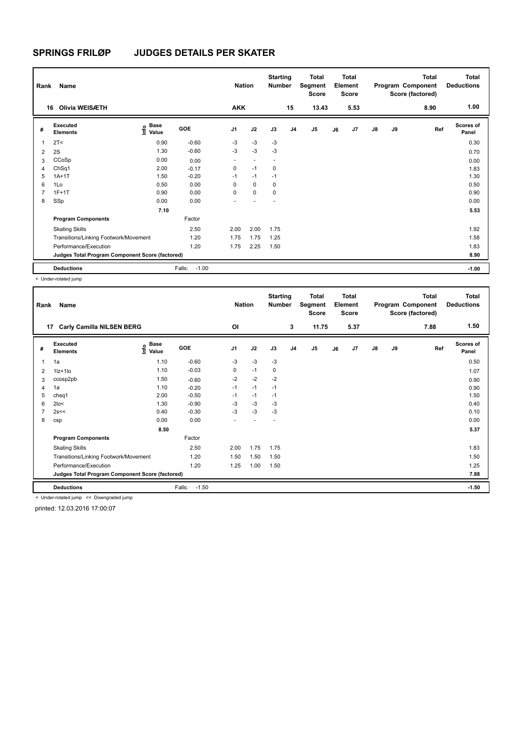# SPRINGS FRILØP JUDGES DETAILS PER SKATER

| Rank | Name | Nation | Starting Number | Total Segment Score | Total Element Score | Total Program Component Score (factored) | Total Deductions |
|---|---|---|---|---|---|---|---|
| 16 | Olivia WEISÆTH | AKK | 15 | 13.43 | 5.53 | 8.90 | 1.00 |

| # | Executed Elements | Info | Base Value | GOE | J1 | J2 | J3 | J4 | J5 | J6 | J7 | J8 | J9 | Ref | Scores of Panel |
|---|---|---|---|---|---|---|---|---|---|---|---|---|---|---|---|
| 1 | 2T< | | 0.90 | -0.60 | -3 | -3 | -3 | | | | | | | | 0.30 |
| 2 | 2S | | 1.30 | -0.60 | -3 | -3 | -3 | | | | | | | | 0.70 |
| 3 | CCoSp | | 0.00 | 0.00 | - | - | - | | | | | | | | 0.00 |
| 4 | ChSq1 | | 2.00 | -0.17 | 0 | -1 | 0 | | | | | | | | 1.83 |
| 5 | 1A+1T | | 1.50 | -0.20 | -1 | -1 | -1 | | | | | | | | 1.30 |
| 6 | 1Lo | | 0.50 | 0.00 | 0 | 0 | 0 | | | | | | | | 0.50 |
| 7 | 1F+1T | | 0.90 | 0.00 | 0 | 0 | 0 | | | | | | | | 0.90 |
| 8 | SSp | | 0.00 | 0.00 | - | - | - | | | | | | | | 0.00 |
| | | | 7.10 | | | | | | | | | | | | 5.53 |
| | **Program Components** | | | Factor | | | | | | | | | | | |
| | Skating Skills | | | 2.50 | 2.00 | 2.00 | 1.75 | | | | | | | | 1.92 |
| | Transitions/Linking Footwork/Movement | | | 1.20 | 1.75 | 1.75 | 1.25 | | | | | | | | 1.58 |
| | Performance/Execution | | | 1.20 | 1.75 | 2.25 | 1.50 | | | | | | | | 1.83 |
| | **Judges Total Program Component Score (factored)** | | | | | | | | | | | | | | 8.90 |
| | **Deductions** | | | Falls: -1.00 | | | | | | | | | | | -1.00 |

< Under-rotated jump

| Rank | Name | Nation | Starting Number | Total Segment Score | Total Element Score | Total Program Component Score (factored) | Total Deductions |
|---|---|---|---|---|---|---|---|
| 17 | Carly Camilla NILSEN BERG | OI | 3 | 11.75 | 5.37 | 7.88 | 1.50 |

| # | Executed Elements | Info | Base Value | GOE | J1 | J2 | J3 | J4 | J5 | J6 | J7 | J8 | J9 | Ref | Scores of Panel |
|---|---|---|---|---|---|---|---|---|---|---|---|---|---|---|---|
| 1 | 1a | | 1.10 | -0.60 | -3 | -3 | -3 | | | | | | | | 0.50 |
| 2 | 1lz+1lo | | 1.10 | -0.03 | 0 | -1 | 0 | | | | | | | | 1.07 |
| 3 | ccosp2pb | | 1.50 | -0.60 | -2 | -2 | -2 | | | | | | | | 0.90 |
| 4 | 1a | | 1.10 | -0.20 | -1 | -1 | -1 | | | | | | | | 0.90 |
| 5 | chsq1 | | 2.00 | -0.50 | -1 | -1 | -1 | | | | | | | | 1.50 |
| 6 | 2lo< | | 1.30 | -0.90 | -3 | -3 | -3 | | | | | | | | 0.40 |
| 7 | 2s<< | | 0.40 | -0.30 | -3 | -3 | -3 | | | | | | | | 0.10 |
| 8 | csp | | 0.00 | 0.00 | - | - | - | | | | | | | | 0.00 |
| | | | 8.50 | | | | | | | | | | | | 5.37 |
| | **Program Components** | | | Factor | | | | | | | | | | | |
| | Skating Skills | | | 2.50 | 2.00 | 1.75 | 1.75 | | | | | | | | 1.83 |
| | Transitions/Linking Footwork/Movement | | | 1.20 | 1.50 | 1.50 | 1.50 | | | | | | | | 1.50 |
| | Performance/Execution | | | 1.20 | 1.25 | 1.00 | 1.50 | | | | | | | | 1.25 |
| | **Judges Total Program Component Score (factored)** | | | | | | | | | | | | | | 7.88 |
| | **Deductions** | | | Falls: -1.50 | | | | | | | | | | | -1.50 |

< Under-rotated jump << Downgraded jump

printed: 12.03.2016 17:00:07